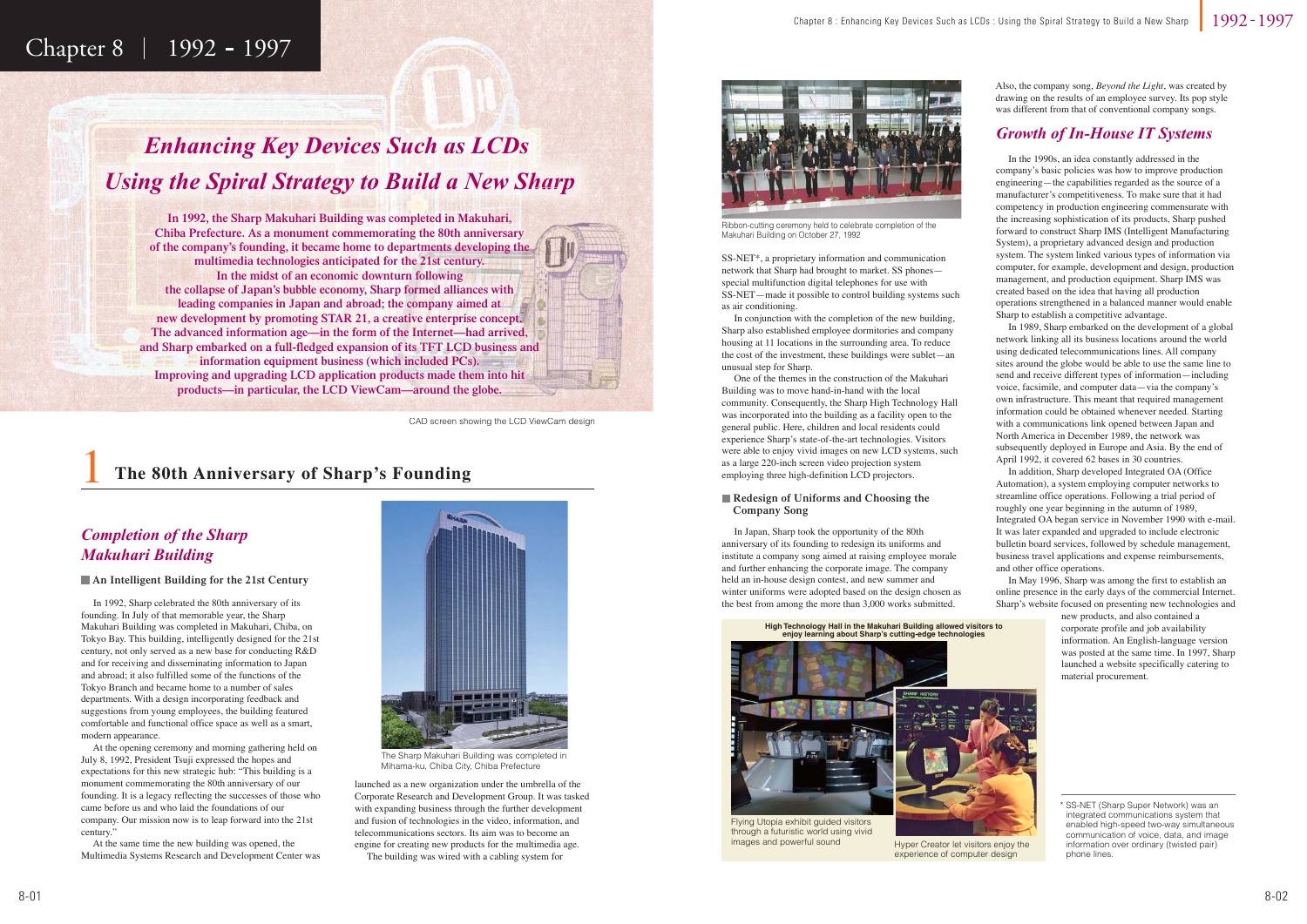# Chapter 8 | 1992 - 1997

## *Enhancing Key Devices Such as LCDs Using the Spiral Strategy to Build a New Sharp*

**In 1992, the Sharp Makuhari Building was completed in Makuhari, Chiba Prefecture. As a monument commemorating the 80th anniversary of the company's founding, it became home to departments developing the multimedia technologies anticipated for the 21st century. In the midst of an economic downturn following the collapse of Japan's bubble economy, Sharp formed alliances with leading companies in Japan and abroad; the company aimed at new development by promoting STAR 21, a creative enterprise concept. The advanced information age—in the form of the Internet—had arrived, and Sharp embarked on a full-fledged expansion of its TFT LCD business and information equipment business (which included PCs). Improving and upgrading LCD application products made them into hit products—in particular, the LCD ViewCam—around the globe.**

CAD screen showing the LCD ViewCam design

## 1 The 80th Anniversary of Sharp's Founding

### *Completion of the Sharp Makuhari Building*

#### An Intelligent Building for the 21st Century

In 1992, Sharp celebrated the 80th anniversary of its founding. In July of that memorable year, the Sharp Makuhari Building was completed in Makuhari, Chiba, on Tokyo Bay. This building, intelligently designed for the 21st century, not only served as a new base for conducting R&D and for receiving and disseminating information to Japan and abroad; it also fulfilled some of the functions of the Tokyo Branch and became home to a number of sales departments. With a design incorporating feedback and suggestions from young employees, the building featured comfortable and functional office space as well as a smart, modern appearance.

At the opening ceremony and morning gathering held on July 8, 1992, President Tsuji expressed the hopes and expectations for this new strategic hub: "This building is a monument commemorating the 80th anniversary of our founding. It is a legacy reflecting the successes of those who came before us and who laid the foundations of our company. Our mission now is to leap forward into the 21st century."

At the same time the new building was opened, the Multimedia Systems Research and Development Center was launched as a new organization under the umbrella of the Corporate Research and Development Group. It was tasked with expanding business through the further development and fusion of technologies in the video, information, and telecommunications sectors. Its aim was to become an engine for creating new products for the multimedia age.

The Sharp Makuhari Building was completed in Mihama-ku, Chiba City, Chiba Prefecture

The building was wired with a cabling system for SS-NET*, a proprietary information and communication network that Sharp had brought to market. SS phones—special multifunction digital telephones for use with SS-NET—made it possible to control building systems such as air conditioning.

Ribbon-cutting ceremony held to celebrate completion of the Makuhari Building on October 27, 1992

In conjunction with the completion of the new building, Sharp also established employee dormitories and company housing at 11 locations in the surrounding area. To reduce the cost of the investment, these buildings were sublet—an unusual step for Sharp.

One of the themes in the construction of the Makuhari Building was to move hand-in-hand with the local community. Consequently, the Sharp High Technology Hall was incorporated into the building as a facility open to the general public. Here, children and local residents could experience Sharp's state-of-the-art technologies. Visitors were able to enjoy vivid images on new LCD systems, such as a large 220-inch screen video projection system employing three high-definition LCD projectors.

#### Redesign of Uniforms and Choosing the Company Song

In Japan, Sharp took the opportunity of the 80th anniversary of its founding to redesign its uniforms and institute a company song aimed at raising employee morale and further enhancing the corporate image. The company held an in-house design contest, and new summer and winter uniforms were adopted based on the design chosen as the best from among the more than 3,000 works submitted.

Also, the company song, *Beyond the Light*, was created by drawing on the results of an employee survey. Its pop style was different from that of conventional company songs.

**High Technology Hall in the Makuhari Building allowed visitors to enjoy learning about Sharp's cutting-edge technologies**

Flying Utopia exhibit guided visitors through a futuristic world using vivid images and powerful sound

Hyper Creator let visitors enjoy the experience of computer design

### *Growth of In-House IT Systems*

In the 1990s, an idea constantly addressed in the company's basic policies was how to improve production engineering—the capabilities regarded as the source of a manufacturer's competitiveness. To make sure that it had competency in production engineering commensurate with the increasing sophistication of its products, Sharp pushed forward to construct Sharp IMS (Intelligent Manufacturing System), a proprietary advanced design and production system. The system linked various types of information via computer, for example, development and design, production management, and production equipment. Sharp IMS was created based on the idea that having all production operations strengthened in a balanced manner would enable Sharp to establish a competitive advantage.

In 1989, Sharp embarked on the development of a global network linking all its business locations around the world using dedicated telecommunications lines. All company sites around the globe would be able to use the same line to send and receive different types of information—including voice, facsimile, and computer data—via the company's own infrastructure. This meant that required management information could be obtained whenever needed. Starting with a communications link opened between Japan and North America in December 1989, the network was subsequently deployed in Europe and Asia. By the end of April 1992, it covered 62 bases in 30 countries.

In addition, Sharp developed Integrated OA (Office Automation), a system employing computer networks to streamline office operations. Following a trial period of roughly one year beginning in the autumn of 1989, Integrated OA began service in November 1990 with e-mail. It was later expanded and upgraded to include electronic bulletin board services, followed by schedule management, business travel applications and expense reimbursements, and other office operations.

In May 1996, Sharp was among the first to establish an online presence in the early days of the commercial Internet. Sharp's website focused on presenting new technologies and new products, and also contained a corporate profile and job availability information. An English-language version was posted at the same time. In 1997, Sharp launched a website specifically catering to material procurement.

\* SS-NET (Sharp Super Network) was an integrated communications system that enabled high-speed two-way simultaneous communication of voice, data, and image information over ordinary (twisted pair) phone lines.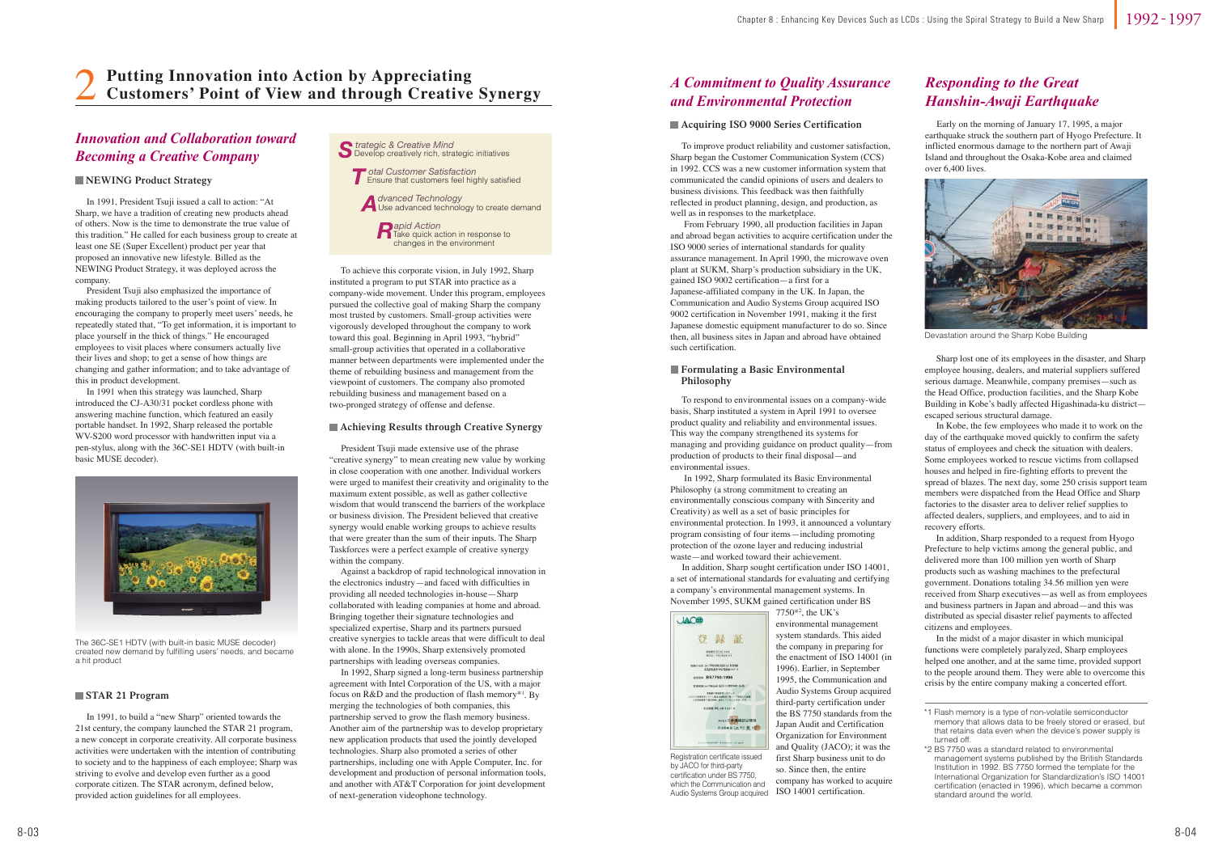## 2 Putting Innovation into Action by Appreciating Customers' Point of View and through Creative Synergy

### *Innovation and Collaboration toward Becoming a Creative Company*

#### NEWING Product Strategy

In 1991, President Tsuji issued a call to action: "At Sharp, we have a tradition of creating new products ahead of others. Now is the time to demonstrate the true value of this tradition." He called for each business group to create at least one SE (Super Excellent) product per year that proposed an innovative new lifestyle. Billed as the NEWING Product Strategy, it was deployed across the company.

President Tsuji also emphasized the importance of making products tailored to the user's point of view. In encouraging the company to properly meet users' needs, he repeatedly stated that, "To get information, it is important to place yourself in the thick of things." He encouraged employees to visit places where consumers actually live their lives and shop; to get a sense of how things are changing and gather information; and to take advantage of this in product development.

In 1991 when this strategy was launched, Sharp introduced the CJ-A30/31 pocket cordless phone with answering machine function, which featured an easily portable handset. In 1992, Sharp released the portable WV-S200 word processor with handwritten input via a pen-stylus, along with the 36C-SE1 HDTV (with built-in basic MUSE decoder).

The 36C-SE1 HDTV (with built-in basic MUSE decoder) created new demand by fulfilling users' needs, and became a hit product

#### STAR 21 Program

In 1991, to build a "new Sharp" oriented towards the 21st century, the company launched the STAR 21 program, a new concept in corporate creativity. All corporate business activities were undertaken with the intention of contributing to society and to the happiness of each employee; Sharp was striving to evolve and develop even further as a good corporate citizen. The STAR acronym, defined below, provided action guidelines for all employees.

**S**trategic & Creative Mind
Develop creatively rich, strategic initiatives

**T**otal Customer Satisfaction
Ensure that customers feel highly satisfied

**A**dvanced Technology
Use advanced technology to create demand

**R**apid Action
Take quick action in response to changes in the environment

To achieve this corporate vision, in July 1992, Sharp instituted a program to put STAR into practice as a company-wide movement. Under this program, employees pursued the collective goal of making Sharp the company most trusted by customers. Small-group activities were vigorously developed throughout the company to work toward this goal. Beginning in April 1993, "hybrid" small-group activities that operated in a collaborative manner between departments were implemented under the theme of rebuilding business and management from the viewpoint of customers. The company also promoted rebuilding business and management based on a two-pronged strategy of offense and defense.

#### Achieving Results through Creative Synergy

President Tsuji made extensive use of the phrase "creative synergy" to mean creating new value by working in close cooperation with one another. Individual workers were urged to manifest their creativity and originality to the maximum extent possible, as well as gather collective wisdom that would transcend the barriers of the workplace or business division. The President believed that creative synergy would enable working groups to achieve results that were greater than the sum of their inputs. The Sharp Taskforces were a perfect example of creative synergy within the company.

Against a backdrop of rapid technological innovation in the electronics industry—and faced with difficulties in providing all needed technologies in-house—Sharp collaborated with leading companies at home and abroad. Bringing together their signature technologies and specialized expertise, Sharp and its partners pursued creative synergies to tackle areas that were difficult to deal with alone. In the 1990s, Sharp extensively promoted partnerships with leading overseas companies.

In 1992, Sharp signed a long-term business partnership agreement with Intel Corporation of the US, with a major focus on R&D and the production of flash memory*[1]. By merging the technologies of both companies, this partnership served to grow the flash memory business. Another aim of the partnership was to develop proprietary new application products that used the jointly developed technologies. Sharp also promoted a series of other partnerships, including one with Apple Computer, Inc. for development and production of personal information tools, and another with AT&T Corporation for joint development of next-generation videophone technology.

### *A Commitment to Quality Assurance and Environmental Protection*

#### Acquiring ISO 9000 Series Certification

To improve product reliability and customer satisfaction, Sharp began the Customer Communication System (CCS) in 1992. CCS was a new customer information system that communicated the candid opinions of users and dealers to business divisions. This feedback was then faithfully reflected in product planning, design, and production, as well as in responses to the marketplace.

From February 1990, all production facilities in Japan and abroad began activities to acquire certification under the ISO 9000 series of international standards for quality assurance management. In April 1990, the microwave oven plant at SUKM, Sharp's production subsidiary in the UK, gained ISO 9002 certification—a first for a Japanese-affiliated company in the UK. In Japan, the Communication and Audio Systems Group acquired ISO 9002 certification in November 1991, making it the first Japanese domestic equipment manufacturer to do so. Since then, all business sites in Japan and abroad have obtained such certification.

#### Formulating a Basic Environmental Philosophy

To respond to environmental issues on a company-wide basis, Sharp instituted a system in April 1991 to oversee product quality and reliability and environmental issues. This way the company strengthened its systems for managing and providing guidance on product quality—from production of products to their final disposal—and environmental issues.

In 1992, Sharp formulated its Basic Environmental Philosophy (a strong commitment to creating an environmentally conscious company with Sincerity and Creativity) as well as a set of basic principles for environmental protection. In 1993, it announced a voluntary program consisting of four items—including promoting protection of the ozone layer and reducing industrial waste—and worked toward their achievement.

In addition, Sharp sought certification under ISO 14001, a set of international standards for evaluating and certifying a company's environmental management systems. In November 1995, SUKM gained certification under BS 7750*[2], the UK's environmental management system standards. This aided the company in preparing for the enactment of ISO 14001 (in 1996). Earlier, in September 1995, the Communication and Audio Systems Group acquired third-party certification under the BS 7750 standards from the Japan Audit and Certification Organization for Environment and Quality (JACO); it was the first Sharp business unit to do so. Since then, the entire company has worked to acquire ISO 14001 certification.

Registration certificate issued by JACO for third-party certification under BS 7750, which the Communication and Audio Systems Group acquired

### *Responding to the Great Hanshin-Awaji Earthquake*

Early on the morning of January 17, 1995, a major earthquake struck the southern part of Hyogo Prefecture. It inflicted enormous damage to the northern part of Awaji Island and throughout the Osaka-Kobe area and claimed over 6,400 lives.

Devastation around the Sharp Kobe Building

Sharp lost one of its employees in the disaster, and Sharp employee housing, dealers, and material suppliers suffered serious damage. Meanwhile, company premises—such as the Head Office, production facilities, and the Sharp Kobe Building in Kobe's badly affected Higashinada-ku district—escaped serious structural damage.

In Kobe, the few employees who made it to work on the day of the earthquake moved quickly to confirm the safety status of employees and check the situation with dealers. Some employees worked to rescue victims from collapsed houses and helped in fire-fighting efforts to prevent the spread of blazes. The next day, some 250 crisis support team members were dispatched from the Head Office and Sharp factories to the disaster area to deliver relief supplies to affected dealers, suppliers, and employees, and to aid in recovery efforts.

In addition, Sharp responded to a request from Hyogo Prefecture to help victims among the general public, and delivered more than 100 million yen worth of Sharp products such as washing machines to the prefectural government. Donations totaling 34.56 million yen were received from Sharp executives—as well as from employees and business partners in Japan and abroad—and this was distributed as special disaster relief payments to affected citizens and employees.

In the midst of a major disaster in which municipal functions were completely paralyzed, Sharp employees helped one another, and at the same time, provided support to the people around them. They were able to overcome this crisis by the entire company making a concerted effort.

---

*1 Flash memory is a type of non-volatile semiconductor memory that allows data to be freely stored or erased, but that retains data even when the device's power supply is turned off.

*2 BS 7750 was a standard related to environmental management systems published by the British Standards Institution in 1992. BS 7750 formed the template for the International Organization for Standardization's ISO 14001 certification (enacted in 1996), which became a common standard around the world.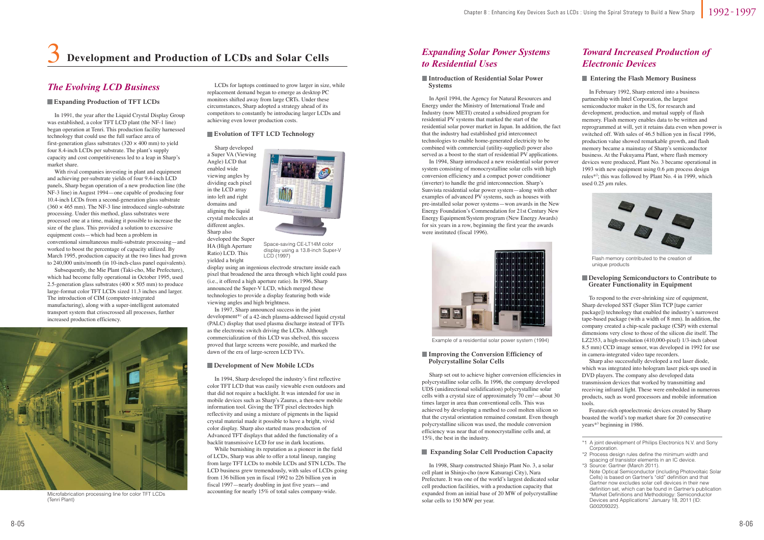# 3 Development and Production of LCDs and Solar Cells

## *The Evolving LCD Business*

### Expanding Production of TFT LCDs

In 1991, the year after the Liquid Crystal Display Group was established, a color TFT LCD plant (the NF-1 line) began operation at Tenri. This production facility harnessed technology that could use the full surface area of first-generation glass substrates (320 × 400 mm) to yield four 8.4-inch LCDs per substrate. The plant's supply capacity and cost competitiveness led to a leap in Sharp's market share.

With rival companies investing in plant and equipment and achieving per-substrate yields of four 9.4-inch LCD panels, Sharp began operation of a new production line (the NF-3 line) in August 1994—one capable of producing four 10.4-inch LCDs from a second-generation glass substrate (360 × 465 mm). The NF-3 line introduced single-substrate processing. Under this method, glass substrates were processed one at a time, making it possible to increase the size of the glass. This provided a solution to excessive equipment costs—which had been a problem in conventional simultaneous multi-substrate processing—and worked to boost the percentage of capacity utilized. By March 1995, production capacity at the two lines had grown to 240,000 units/month (in 10-inch-class panel equivalents).

Subsequently, the Mie Plant (Taki-cho, Mie Prefecture), which had become fully operational in October 1995, used 2.5-generation glass substrates (400 × 505 mm) to produce large-format color TFT LCDs sized 11.3 inches and larger. The introduction of CIM (computer-integrated manufacturing), along with a super-intelligent automated transport system that crisscrossed all processes, further increased production efficiency.

Microfabrication processing line for color TFT LCDs (Tenri Plant)

LCDs for laptops continued to grow larger in size, while replacement demand began to emerge as desktop PC monitors shifted away from large CRTs. Under these circumstances, Sharp adopted a strategy ahead of its competitors to constantly be introducing larger LCDs and achieving even lower production costs.

### Evolution of TFT LCD Technology

Sharp developed a Super VA (Viewing Angle) LCD that enabled wide viewing angles by dividing each pixel in the LCD array into left and right domains and aligning the liquid crystal molecules at different angles. Sharp also developed the Super HA (High Aperture Ratio) LCD. This yielded a bright display using an ingenious electrode structure inside each pixel that broadened the area through which light could pass (i.e., it offered a high aperture ratio). In 1996, Sharp announced the Super-V LCD, which merged these technologies to provide a display featuring both wide viewing angles and high brightness.

Space-saving CE-LT14M color display using a 13.8-inch Super-V LCD (1997)

In 1997, Sharp announced success in the joint development[*1] of a 42-inch plasma-addressed liquid crystal (PALC) display that used plasma discharge instead of TFTs as the electronic switch driving the LCDs. Although commercialization of this LCD was shelved, this success proved that large screens were possible, and marked the dawn of the era of large-screen LCD TVs.

### Development of New Mobile LCDs

In 1994, Sharp developed the industry's first reflective color TFT LCD that was easily viewable even outdoors and that did not require a backlight. It was intended for use in mobile devices such as Sharp's Zaurus, a then-new mobile information tool. Giving the TFT pixel electrodes high reflectivity and using a mixture of pigments in the liquid crystal material made it possible to have a bright, vivid color display. Sharp also started mass production of Advanced TFT displays that added the functionality of a backlit transmissive LCD for use in dark locations.

While burnishing its reputation as a pioneer in the field of LCDs, Sharp was able to offer a total lineup, ranging from large TFT LCDs to mobile LCDs and STN LCDs. The LCD business grew tremendously, with sales of LCDs going from 136 billion yen in fiscal 1992 to 226 billion yen in fiscal 1997—nearly doubling in just five years—and accounting for nearly 15% of total sales company-wide.

## *Expanding Solar Power Systems to Residential Uses*

### Introduction of Residential Solar Power Systems

In April 1994, the Agency for Natural Resources and Energy under the Ministry of International Trade and Industry (now METI) created a subsidized program for residential PV systems that marked the start of the residential solar power market in Japan. In addition, the fact that the industry had established grid interconnect technologies to enable home-generated electricity to be combined with commercial (utility-supplied) power also served as a boost to the start of residential PV applications.

In 1994, Sharp introduced a new residential solar power system consisting of monocrystalline solar cells with high conversion efficiency and a compact power conditioner (inverter) to handle the grid interconnection. Sharp's Sunvista residential solar power system—along with other examples of advanced PV systems, such as houses with pre-installed solar power systems—won awards in the New Energy Foundation's Commendation for 21st Century New Energy Equipment/System program (New Energy Awards) for six years in a row, beginning the first year the awards were instituted (fiscal 1996).

Example of a residential solar power system (1994)

### Improving the Conversion Efficiency of Polycrystalline Solar Cells

Sharp set out to achieve higher conversion efficiencies in polycrystalline solar cells. In 1996, the company developed UDS (unidirectional solidification) polycrystalline solar cells with a crystal size of approximately 70 $cm^2$—about 30 times larger in area than conventional cells. This was achieved by developing a method to cool molten silicon so that the crystal orientation remained constant. Even though polycrystalline silicon was used, the module conversion efficiency was near that of monocrystalline cells and, at 15%, the best in the industry.

### Expanding Solar Cell Production Capacity

In 1998, Sharp constructed Shinjo Plant No. 3, a solar cell plant in Shinjo-cho (now Katsuragi City), Nara Prefecture. It was one of the world's largest dedicated solar cell production facilities, with a production capacity that expanded from an initial base of 20 MW of polycrystalline solar cells to 150 MW per year.

## *Toward Increased Production of Electronic Devices*

### Entering the Flash Memory Business

In February 1992, Sharp entered into a business partnership with Intel Corporation, the largest semiconductor maker in the US, for research and development, production, and mutual supply of flash memory. Flash memory enables data to be written and reprogrammed at will, yet it retains data even when power is switched off. With sales of 46.5 billion yen in fiscal 1996, production value showed remarkable growth, and flash memory became a mainstay of Sharp's semiconductor business. At the Fukuyama Plant, where flash memory devices were produced, Plant No. 3 became operational in 1993 with new equipment using 0.6 $\mu$m process design rules[*2]; this was followed by Plant No. 4 in 1999, which used 0.25 $\mu$m rules.

Flash memory contributed to the creation of unique products

### Developing Semiconductors to Contribute to Greater Functionality in Equipment

To respond to the ever-shrinking size of equipment, Sharp developed SST (Super Slim TCP [tape carrier package]) technology that enabled the industry's narrowest tape-based package (with a width of 8 mm). In addition, the company created a chip-scale package (CSP) with external dimensions very close to those of the silicon die itself. The LZ2353, a high-resolution (410,000-pixel) 1/3-inch (about 8.5 mm) CCD image sensor, was developed in 1992 for use in camera-integrated video tape recorders.

Sharp also successfully developed a red laser diode, which was integrated into hologram laser pick-ups used in DVD players. The company also developed data transmission devices that worked by transmitting and receiving infrared light. These were embedded in numerous products, such as word processors and mobile information tools.

Feature-rich optoelectronic devices created by Sharp boasted the world's top market share for 20 consecutive years[*3] beginning in 1986.

---

*1 A joint development of Philips Electronics N.V. and Sony Corporation.

*2 Process design rules define the minimum width and spacing of transistor elements in an IC device.

*3 Source: Gartner (March 2011).
Note Optical Semiconductor (including Photovoltaic Solar Cells) is based on Gartner's "old" definition and that Gartner now excludes solar cell devices in their new definition set, which can be found in Gartner's publication "Market Definitions and Methodology: Semiconductor Devices and Applications" January 18, 2011 (ID: G00209322).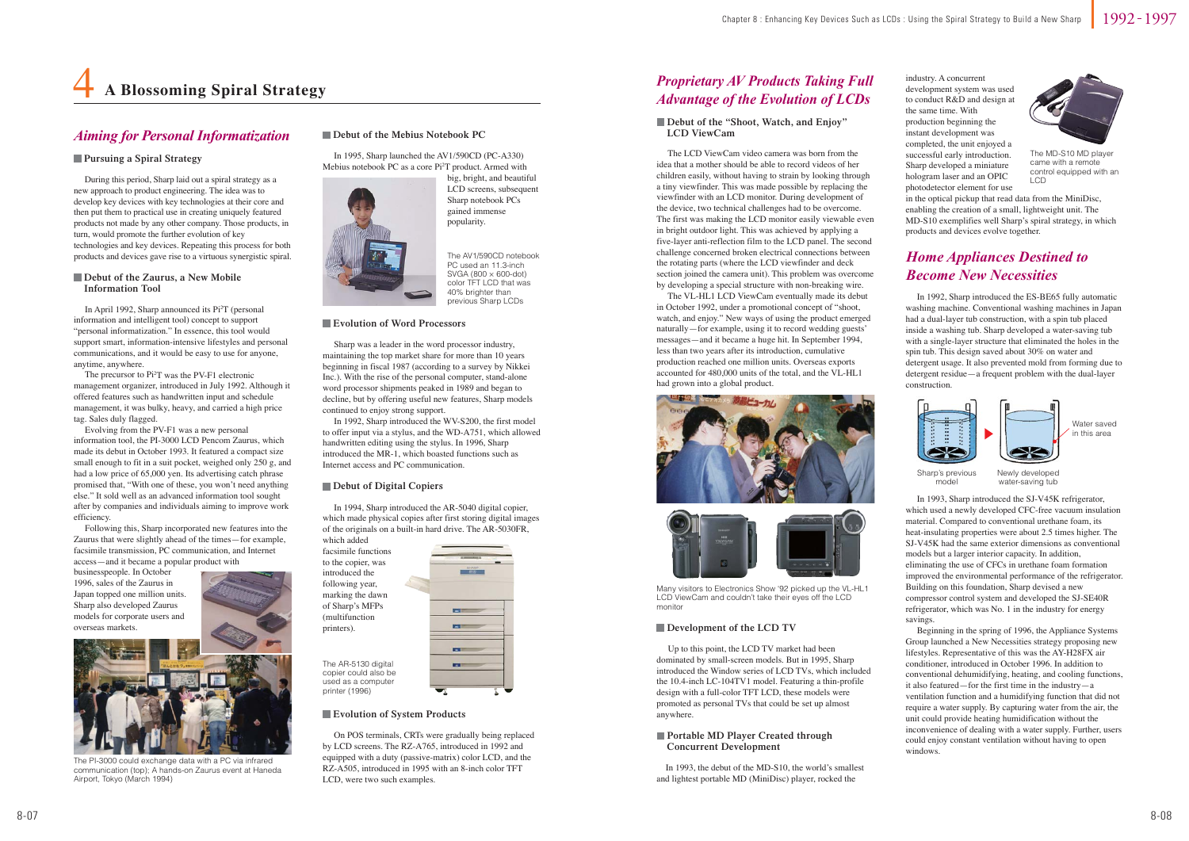# 4 A Blossoming Spiral Strategy

## *Aiming for Personal Informatization*

### Pursuing a Spiral Strategy

During this period, Sharp laid out a spiral strategy as a new approach to product engineering. The idea was to develop key devices with key technologies at their core and then put them to practical use in creating uniquely featured products not made by any other company. Those products, in turn, would promote the further evolution of key technologies and key devices. Repeating this process for both products and devices gave rise to a virtuous synergistic spiral.

### Debut of the Zaurus, a New Mobile Information Tool

In April 1992, Sharp announced its Pi²T (personal information and intelligent tool) concept to support "personal informatization." In essence, this tool would support smart, information-intensive lifestyles and personal communications, and it would be easy to use for anyone, anytime, anywhere.

The precursor to Pi²T was the PV-F1 electronic management organizer, introduced in July 1992. Although it offered features such as handwritten input and schedule management, it was bulky, heavy, and carried a high price tag. Sales duly flagged.

Evolving from the PV-F1 was a new personal information tool, the PI-3000 LCD Pencom Zaurus, which made its debut in October 1993. It featured a compact size small enough to fit in a suit pocket, weighed only 250 g, and had a low price of 65,000 yen. Its advertising catch phrase promised that, "With one of these, you won't need anything else." It sold well as an advanced information tool sought after by companies and individuals aiming to improve work efficiency.

Following this, Sharp incorporated new features into the Zaurus that were slightly ahead of the times—for example, facsimile transmission, PC communication, and Internet access—and it became a popular product with businesspeople. In October 1996, sales of the Zaurus in Japan topped one million units. Sharp also developed Zaurus models for corporate users and overseas markets.

The PI-3000 could exchange data with a PC via infrared communication (top); A hands-on Zaurus event at Haneda Airport, Tokyo (March 1994)

### Debut of the Mebius Notebook PC

In 1995, Sharp launched the AV1/590CD (PC-A330) Mebius notebook PC as a core Pi²T product. Armed with big, bright, and beautiful LCD screens, subsequent Sharp notebook PCs gained immense popularity.

The AV1/590CD notebook PC used an 11.3-inch SVGA (800 × 600-dot) color TFT LCD that was 40% brighter than previous Sharp LCDs

### Evolution of Word Processors

Sharp was a leader in the word processor industry, maintaining the top market share for more than 10 years beginning in fiscal 1987 (according to a survey by Nikkei Inc.). With the rise of the personal computer, stand-alone word processor shipments peaked in 1989 and began to decline, but by offering useful new features, Sharp models continued to enjoy strong support.

In 1992, Sharp introduced the WV-S200, the first model to offer input via a stylus, and the WD-A751, which allowed handwritten editing using the stylus. In 1996, Sharp introduced the MR-1, which boasted functions such as Internet access and PC communication.

### Debut of Digital Copiers

In 1994, Sharp introduced the AR-5040 digital copier, which made physical copies after first storing digital images of the originals on a built-in hard drive. The AR-5030FR, which added facsimile functions to the copier, was introduced the following year, marking the dawn of Sharp's MFPs (multifunction printers).

The AR-5130 digital copier could also be used as a computer printer (1996)

### Evolution of System Products

On POS terminals, CRTs were gradually being replaced by LCD screens. The RZ-A765, introduced in 1992 and equipped with a duty (passive-matrix) color LCD, and the RZ-A505, introduced in 1995 with an 8-inch color TFT LCD, were two such examples.

## *Proprietary AV Products Taking Full Advantage of the Evolution of LCDs*

### Debut of the "Shoot, Watch, and Enjoy" LCD ViewCam

The LCD ViewCam video camera was born from the idea that a mother should be able to record videos of her children easily, without having to strain by looking through a tiny viewfinder. This was made possible by replacing the viewfinder with an LCD monitor. During development of the device, two technical challenges had to be overcome. The first was making the LCD monitor easily viewable even in bright outdoor light. This was achieved by applying a five-layer anti-reflection film to the LCD panel. The second challenge concerned broken electrical connections between the rotating parts (where the LCD viewfinder and deck section joined the camera unit). This problem was overcome by developing a special structure with non-breaking wire.

The VL-HL1 LCD ViewCam eventually made its debut in October 1992, under a promotional concept of "shoot, watch, and enjoy." New ways of using the product emerged naturally—for example, using it to record wedding guests' messages—and it became a huge hit. In September 1994, less than two years after its introduction, cumulative production reached one million units. Overseas exports accounted for 480,000 units of the total, and the VL-HL1 had grown into a global product.

Many visitors to Electronics Show '92 picked up the VL-HL1 LCD ViewCam and couldn't take their eyes off the LCD monitor

### Development of the LCD TV

Up to this point, the LCD TV market had been dominated by small-screen models. But in 1995, Sharp introduced the Window series of LCD TVs, which included the 10.4-inch LC-104TV1 model. Featuring a thin-profile design with a full-color TFT LCD, these models were promoted as personal TVs that could be set up almost anywhere.

### Portable MD Player Created through Concurrent Development

In 1993, the debut of the MD-S10, the world's smallest and lightest portable MD (MiniDisc) player, rocked the industry. A concurrent development system was used to conduct R&D and design at the same time. With production beginning the instant development was completed, the unit enjoyed a successful early introduction. Sharp developed a miniature hologram laser and an OPIC photodetector element for use in the optical pickup that read data from the MiniDisc, enabling the creation of a small, lightweight unit. The MD-S10 exemplifies well Sharp's spiral strategy, in which products and devices evolve together.

The MD-S10 MD player came with a remote control equipped with an LCD

## *Home Appliances Destined to Become New Necessities*

In 1992, Sharp introduced the ES-BE65 fully automatic washing machine. Conventional washing machines in Japan had a dual-layer tub construction, with a spin tub placed inside a washing tub. Sharp developed a water-saving tub with a single-layer structure that eliminated the holes in the spin tub. This design saved about 30% on water and detergent usage. It also prevented mold from forming due to detergent residue—a frequent problem with the dual-layer construction.

Sharp's previous model / Newly developed water-saving tub / Water saved in this area

In 1993, Sharp introduced the SJ-V45K refrigerator, which used a newly developed CFC-free vacuum insulation material. Compared to conventional urethane foam, its heat-insulating properties were about 2.5 times higher. The SJ-V45K had the same exterior dimensions as conventional models but a larger interior capacity. In addition, eliminating the use of CFCs in urethane foam formation improved the environmental performance of the refrigerator. Building on this foundation, Sharp devised a new compressor control system and developed the SJ-SE40R refrigerator, which was No. 1 in the industry for energy savings.

Beginning in the spring of 1996, the Appliance Systems Group launched a New Necessities strategy proposing new lifestyles. Representative of this was the AY-H28FX air conditioner, introduced in October 1996. In addition to conventional dehumidifying, heating, and cooling functions, it also featured—for the first time in the industry—a ventilation function and a humidifying function that did not require a water supply. By capturing water from the air, the unit could provide heating humidification without the inconvenience of dealing with a water supply. Further, users could enjoy constant ventilation without having to open windows.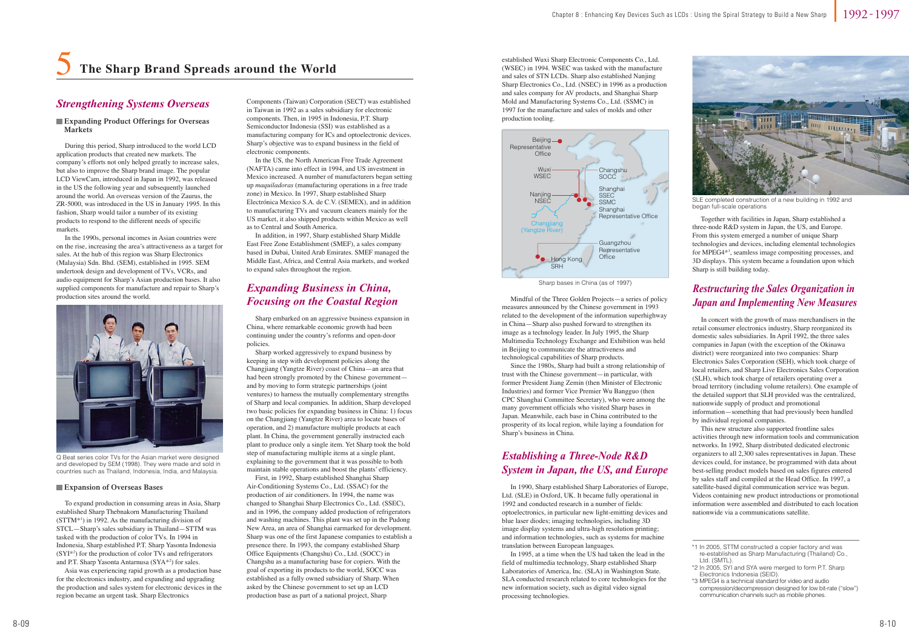# 5 The Sharp Brand Spreads around the World

## *Strengthening Systems Overseas*

### Expanding Product Offerings for Overseas Markets

During this period, Sharp introduced to the world LCD application products that created new markets. The company's efforts not only helped greatly to increase sales, but also to improve the Sharp brand image. The popular LCD ViewCam, introduced in Japan in 1992, was released in the US the following year and subsequently launched around the world. An overseas version of the Zaurus, the ZR-5000, was introduced in the US in January 1995. In this fashion, Sharp would tailor a number of its existing products to respond to the different needs of specific markets.

In the 1990s, personal incomes in Asian countries were on the rise, increasing the area's attractiveness as a target for sales. At the hub of this region was Sharp Electronics (Malaysia) Sdn. Bhd. (SEM), established in 1995. SEM undertook design and development of TVs, VCRs, and audio equipment for Sharp's Asian production bases. It also supplied components for manufacture and repair to Sharp's production sites around the world.

Q Beat series color TVs for the Asian market were designed and developed by SEM (1998). They were made and sold in countries such as Thailand, Indonesia, India, and Malaysia.

### Expansion of Overseas Bases

To expand production in consuming areas in Asia, Sharp established Sharp Thebnakorn Manufacturing Thailand (STTM*1) in 1992. As the manufacturing division of STCL—Sharp's sales subsidiary in Thailand—STTM was tasked with the production of color TVs. In 1994 in Indonesia, Sharp established P.T. Sharp Yasonta Indonesia (SYI*2) for the production of color TVs and refrigerators and P.T. Sharp Yasonta Antarnusa (SYA*2) for sales.

Asia was experiencing rapid growth as a production base for the electronics industry, and expanding and upgrading the production and sales system for electronic devices in the region became an urgent task. Sharp Electronics Components (Taiwan) Corporation (SECT) was established in Taiwan in 1992 as a sales subsidiary for electronic components. Then, in 1995 in Indonesia, P.T. Sharp Semiconductor Indonesia (SSI) was established as a manufacturing company for ICs and optoelectronic devices. Sharp's objective was to expand business in the field of electronic components.

In the US, the North American Free Trade Agreement (NAFTA) came into effect in 1994, and US investment in Mexico increased. A number of manufacturers began setting up *maquiladoras* (manufacturing operations in a free trade zone) in Mexico. In 1997, Sharp established Sharp Electrónica Mexico S.A. de C.V. (SEMEX), and in addition to manufacturing TVs and vacuum cleaners mainly for the US market, it also shipped products within Mexico as well as to Central and South America.

In addition, in 1997, Sharp established Sharp Middle East Free Zone Establishment (SMEF), a sales company based in Dubai, United Arab Emirates. SMEF managed the Middle East, Africa, and Central Asia markets, and worked to expand sales throughout the region.

## *Expanding Business in China, Focusing on the Coastal Region*

Sharp embarked on an aggressive business expansion in China, where remarkable economic growth had been continuing under the country's reforms and open-door policies.

Sharp worked aggressively to expand business by keeping in step with development policies along the Changjiang (Yangtze River) coast of China—an area that had been strongly promoted by the Chinese government—and by moving to form strategic partnerships (joint ventures) to harness the mutually complementary strengths of Sharp and local companies. In addition, Sharp developed two basic policies for expanding business in China: 1) focus on the Changjiang (Yangtze River) area to locate bases of operation, and 2) manufacture multiple products at each plant. In China, the government generally instructed each plant to produce only a single item. Yet Sharp took the bold step of manufacturing multiple items at a single plant, explaining to the government that it was possible to both maintain stable operations and boost the plants' efficiency.

First, in 1992, Sharp established Shanghai Sharp Air-Conditioning Systems Co., Ltd. (SSAC) for the production of air conditioners. In 1994, the name was changed to Shanghai Sharp Electronics Co., Ltd. (SSEC), and in 1996, the company added production of refrigerators and washing machines. This plant was set up in the Pudong New Area, an area of Shanghai earmarked for development. Sharp was one of the first Japanese companies to establish a presence there. In 1993, the company established Sharp Office Equipments (Changshu) Co., Ltd. (SOCC) in Changshu as a manufacturing base for copiers. With the goal of exporting its products to the world, SOCC was established as a fully owned subsidiary of Sharp. When asked by the Chinese government to set up an LCD production base as part of a national project, Sharp established Wuxi Sharp Electronic Components Co., Ltd. (WSEC) in 1994. WSEC was tasked with the manufacture and sales of STN LCDs. Sharp also established Nanjing Sharp Electronics Co., Ltd. (NSEC) in 1996 as a production and sales company for AV products, and Shanghai Sharp Mold and Manufacturing Systems Co., Ltd. (SSMC) in 1997 for the manufacture and sales of molds and other production tooling.

Beijing Representative Office
Wuxi WSEC
Changshu SOCC
Nanjing NSEC
Shanghai SSEC SSMC
Shanghai Representative Office
Changjiang (Yangtze River)
Guangzhou Representative Office
Hong Kong SRH

Sharp bases in China (as of 1997)

Mindful of the Three Golden Projects—a series of policy measures announced by the Chinese government in 1993 related to the development of the information superhighway in China—Sharp also pushed forward to strengthen its image as a technology leader. In July 1995, the Sharp Multimedia Technology Exchange and Exhibition was held in Beijing to communicate the attractiveness and technological capabilities of Sharp products.

Since the 1980s, Sharp had built a strong relationship of trust with the Chinese government—in particular, with former President Jiang Zemin (then Minister of Electronic Industries) and former Vice Premier Wu Bangguo (then CPC Shanghai Committee Secretary), who were among the many government officials who visited Sharp bases in Japan. Meanwhile, each base in China contributed to the prosperity of its local region, while laying a foundation for Sharp's business in China.

## *Establishing a Three-Node R&D System in Japan, the US, and Europe*

In 1990, Sharp established Sharp Laboratories of Europe, Ltd. (SLE) in Oxford, UK. It became fully operational in 1992 and conducted research in a number of fields: optoelectronics, in particular new light-emitting devices and blue laser diodes; imaging technologies, including 3D image display systems and ultra-high resolution printing; and information technologies, such as systems for machine translation between European languages.

In 1995, at a time when the US had taken the lead in the field of multimedia technology, Sharp established Sharp Laboratories of America, Inc. (SLA) in Washington State. SLA conducted research related to core technologies for the new information society, such as digital video signal processing technologies.

SLE completed construction of a new building in 1992 and began full-scale operations

Together with facilities in Japan, Sharp established a three-node R&D system in Japan, the US, and Europe. From this system emerged a number of unique Sharp technologies and devices, including elemental technologies for MPEG4*3, seamless image compositing processes, and 3D displays. This system became a foundation upon which Sharp is still building today.

## *Restructuring the Sales Organization in Japan and Implementing New Measures*

In concert with the growth of mass merchandisers in the retail consumer electronics industry, Sharp reorganized its domestic sales subsidiaries. In April 1992, the three sales companies in Japan (with the exception of the Okinawa district) were reorganized into two companies: Sharp Electronics Sales Corporation (SEH), which took charge of local retailers, and Sharp Live Electronics Sales Corporation (SLH), which took charge of retailers operating over a broad territory (including volume retailers). One example of the detailed support that SLH provided was the centralized, nationwide supply of product and promotional information—something that had previously been handled by individual regional companies.

This new structure also supported frontline sales activities through new information tools and communication networks. In 1992, Sharp distributed dedicated electronic organizers to all 2,300 sales representatives in Japan. These devices could, for instance, be programmed with data about best-selling product models based on sales figures entered by sales staff and compiled at the Head Office. In 1997, a satellite-based digital communication service was begun. Videos containing new product introductions or promotional information were assembled and distributed to each location nationwide via a communications satellite.

---

*1 In 2005, STTM constructed a copier factory and was re-established as Sharp Manufacturing (Thailand) Co., Ltd. (SMTL).

*2 In 2005, SYI and SYA were merged to form P.T. Sharp Electronics Indonesia (SEID).

*3 MPEG4 is a technical standard for video and audio compression/decompression designed for low bit-rate ("slow") communication channels such as mobile phones.